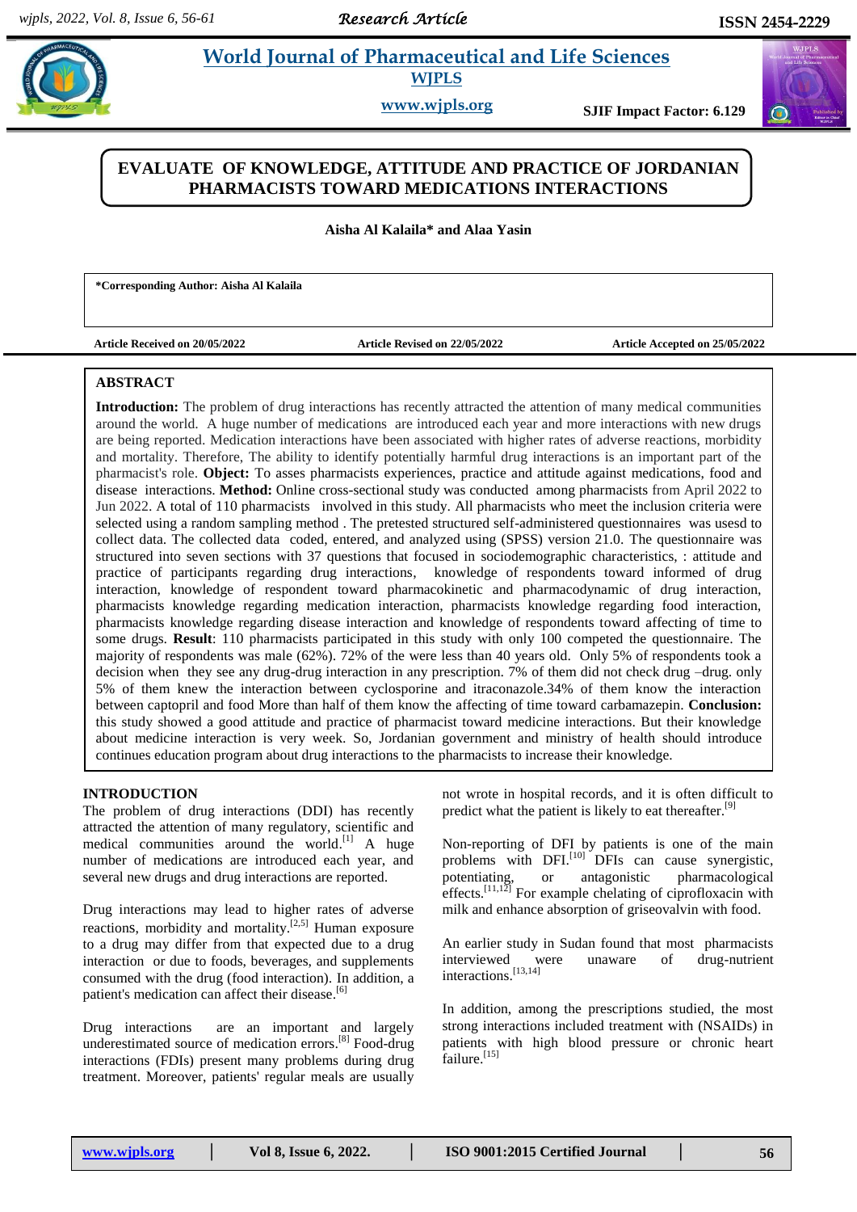# EVALUATE OF KNOWLEDGE, ATTITUDE AND PRACTICE OF JORDANIAN PHARMACISTS TOWARD MEDICATIONS INTERACTIONS

**Aisha Al Kalaila* and Alaa Yasin**

***Corresponding Author: Aisha Al Kalaila**

**Article Received on 20/05/2022** **Article Revised on 22/05/2022** **Article Accepted on 25/05/2022**

## ABSTRACT

**Introduction:** The problem of drug interactions has recently attracted the attention of many medical communities around the world. A huge number of medications are introduced each year and more interactions with new drugs are being reported. Medication interactions have been associated with higher rates of adverse reactions, morbidity and mortality. Therefore, The ability to identify potentially harmful drug interactions is an important part of the pharmacist's role. **Object:** To asses pharmacists experiences, practice and attitude against medications, food and disease interactions. **Method:** Online cross-sectional study was conducted among pharmacists from April 2022 to Jun 2022. A total of 110 pharmacists involved in this study. All pharmacists who meet the inclusion criteria were selected using a random sampling method . The pretested structured self-administered questionnaires was usesd to collect data. The collected data coded, entered, and analyzed using (SPSS) version 21.0. The questionnaire was structured into seven sections with 37 questions that focused in sociodemographic characteristics, : attitude and practice of participants regarding drug interactions, knowledge of respondents toward informed of drug interaction, knowledge of respondent toward pharmacokinetic and pharmacodynamic of drug interaction, pharmacists knowledge regarding medication interaction, pharmacists knowledge regarding food interaction, pharmacists knowledge regarding disease interaction and knowledge of respondents toward affecting of time to some drugs. **Result**: 110 pharmacists participated in this study with only 100 competed the questionnaire. The majority of respondents was male (62%). 72% of the were less than 40 years old. Only 5% of respondents took a decision when they see any drug-drug interaction in any prescription. 7% of them did not check drug –drug. only 5% of them knew the interaction between cyclosporine and itraconazole.34% of them know the interaction between captopril and food More than half of them know the affecting of time toward carbamazepin. **Conclusion:** this study showed a good attitude and practice of pharmacist toward medicine interactions. But their knowledge about medicine interaction is very week. So, Jordanian government and ministry of health should introduce continues education program about drug interactions to the pharmacists to increase their knowledge.

## INTRODUCTION

The problem of drug interactions (DDI) has recently attracted the attention of many regulatory, scientific and medical communities around the world.[1] A huge number of medications are introduced each year, and several new drugs and drug interactions are reported.

Drug interactions may lead to higher rates of adverse reactions, morbidity and mortality.[2,5] Human exposure to a drug may differ from that expected due to a drug interaction or due to foods, beverages, and supplements consumed with the drug (food interaction). In addition, a patient's medication can affect their disease.[6]

Drug interactions are an important and largely underestimated source of medication errors.[8] Food-drug interactions (FDIs) present many problems during drug treatment. Moreover, patients' regular meals are usually not wrote in hospital records, and it is often difficult to predict what the patient is likely to eat thereafter.[9]

Non-reporting of DFI by patients is one of the main problems with DFI.[10] DFIs can cause synergistic, potentiating, or antagonistic pharmacological effects.[11,12] For example chelating of ciprofloxacin with milk and enhance absorption of griseovalvin with food.

An earlier study in Sudan found that most pharmacists interviewed were unaware of drug-nutrient interactions.[13,14]

In addition, among the prescriptions studied, the most strong interactions included treatment with (NSAIDs) in patients with high blood pressure or chronic heart failure.[15]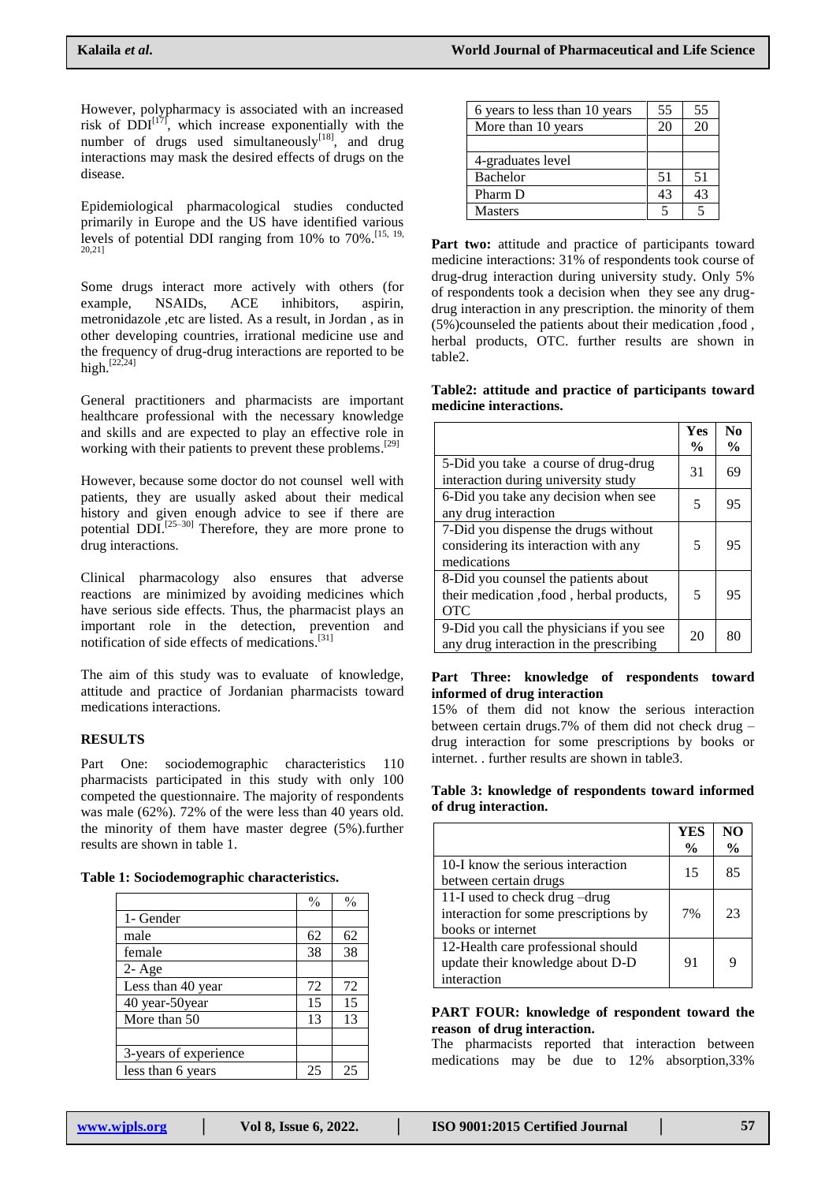However, polypharmacy is associated with an increased risk of DDI[17], which increase exponentially with the number of drugs used simultaneously[18], and drug interactions may mask the desired effects of drugs on the disease.

Epidemiological pharmacological studies conducted primarily in Europe and the US have identified various levels of potential DDI ranging from 10% to 70%.[15, 19, 20,21]

Some drugs interact more actively with others (for example, NSAIDs, ACE inhibitors, aspirin, metronidazole ,etc are listed. As a result, in Jordan , as in other developing countries, irrational medicine use and the frequency of drug-drug interactions are reported to be high.[22,24]

General practitioners and pharmacists are important healthcare professional with the necessary knowledge and skills and are expected to play an effective role in working with their patients to prevent these problems.[29]

However, because some doctor do not counsel well with patients, they are usually asked about their medical history and given enough advice to see if there are potential DDI.[25–30] Therefore, they are more prone to drug interactions.

Clinical pharmacology also ensures that adverse reactions are minimized by avoiding medicines which have serious side effects. Thus, the pharmacist plays an important role in the detection, prevention and notification of side effects of medications.[31]

The aim of this study was to evaluate of knowledge, attitude and practice of Jordanian pharmacists toward medications interactions.

## RESULTS

Part One: sociodemographic characteristics 110 pharmacists participated in this study with only 100 competed the questionnaire. The majority of respondents was male (62%). 72% of the were less than 40 years old. the minority of them have master degree (5%).further results are shown in table 1.

**Table 1: Sociodemographic characteristics.**

| | % | % |
|---|---|---|
| 1- Gender | | |
| male | 62 | 62 |
| female | 38 | 38 |
| 2- Age | | |
| Less than 40 year | 72 | 72 |
| 40 year-50year | 15 | 15 |
| More than 50 | 13 | 13 |
| | | |
| 3-years of experience | | |
| less than 6 years | 25 | 25 |
| 6 years to less than 10 years | 55 | 55 |
| More than 10 years | 20 | 20 |
| | | |
| 4-graduates level | | |
| Bachelor | 51 | 51 |
| Pharm D | 43 | 43 |
| Masters | 5 | 5 |

**Part two:** attitude and practice of participants toward medicine interactions: 31% of respondents took course of drug-drug interaction during university study. Only 5% of respondents took a decision when they see any drug-drug interaction in any prescription. the minority of them (5%)counseled the patients about their medication ,food , herbal products, OTC. further results are shown in table2.

**Table2: attitude and practice of participants toward medicine interactions.**

| | Yes % | No % |
|---|---|---|
| 5-Did you take a course of drug-drug interaction during university study | 31 | 69 |
| 6-Did you take any decision when see any drug interaction | 5 | 95 |
| 7-Did you dispense the drugs without considering its interaction with any medications | 5 | 95 |
| 8-Did you counsel the patients about their medication ,food , herbal products, OTC | 5 | 95 |
| 9-Did you call the physicians if you see any drug interaction in the prescribing | 20 | 80 |

**Part Three: knowledge of respondents toward informed of drug interaction**

15% of them did not know the serious interaction between certain drugs.7% of them did not check drug –drug interaction for some prescriptions by books or internet. . further results are shown in table3.

**Table 3: knowledge of respondents toward informed of drug interaction.**

| | YES % | NO % |
|---|---|---|
| 10-I know the serious interaction between certain drugs | 15 | 85 |
| 11-I used to check drug –drug interaction for some prescriptions by books or internet | 7% | 23 |
| 12-Health care professional should update their knowledge about D-D interaction | 91 | 9 |

**PART FOUR: knowledge of respondent toward the reason of drug interaction.**

The pharmacists reported that interaction between medications may be due to 12% absorption,33%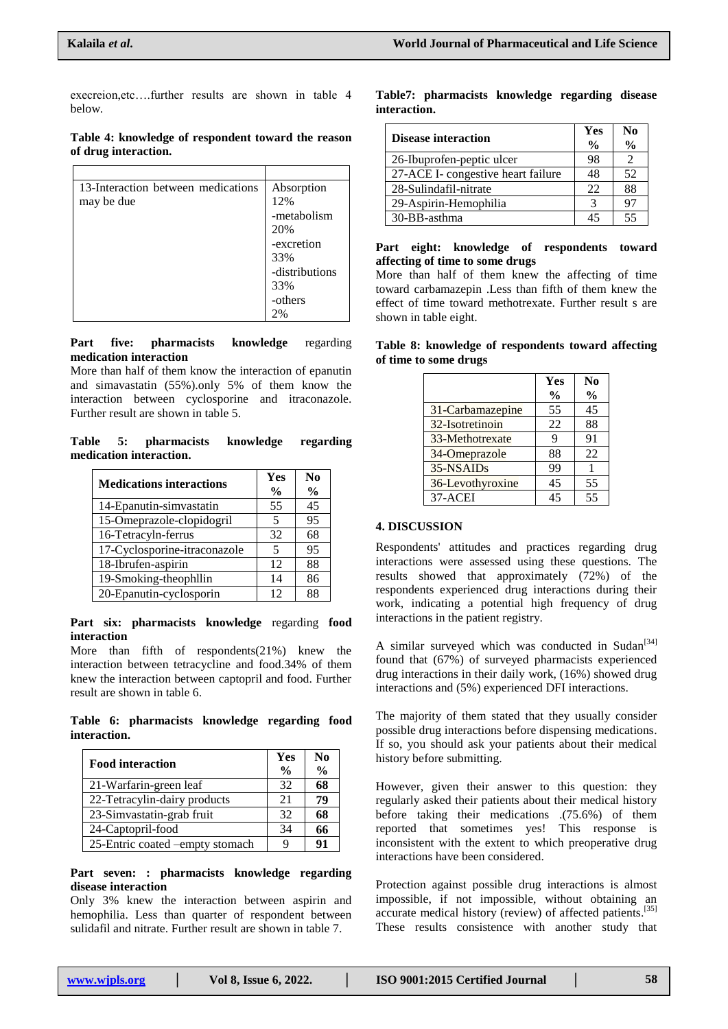execreion,etc….further results are shown in table 4 below.

**Table 4: knowledge of respondent toward the reason of drug interaction.**

| | |
|---|---|
| 13-Interaction between medications may be due | Absorption 12% -metabolism 20% -excretion 33% -distributions 33% -others 2% |

**Part five: pharmacists knowledge** regarding **medication interaction**

More than half of them know the interaction of epanutin and simavastatin (55%).only 5% of them know the interaction between cyclosporine and itraconazole. Further result are shown in table 5.

**Table 5: pharmacists knowledge regarding medication interaction.**

| Medications interactions | Yes % | No % |
|---|---|---|
| 14-Epanutin-simvastatin | 55 | 45 |
| 15-Omeprazole-clopidogril | 5 | 95 |
| 16-Tetracyln-ferrus | 32 | 68 |
| 17-Cyclosporine-itraconazole | 5 | 95 |
| 18-Ibrufen-aspirin | 12 | 88 |
| 19-Smoking-theophllin | 14 | 86 |
| 20-Epanutin-cyclosporin | 12 | 88 |

**Part six: pharmacists knowledge** regarding **food interaction**

More than fifth of respondents(21%) knew the interaction between tetracycline and food.34% of them knew the interaction between captopril and food. Further result are shown in table 6.

**Table 6: pharmacists knowledge regarding food interaction.**

| Food interaction | Yes % | No % |
|---|---|---|
| 21-Warfarin-green leaf | 32 | **68** |
| 22-Tetracylin-dairy products | 21 | **79** |
| 23-Simvastatin-grab fruit | 32 | **68** |
| 24-Captopril-food | 34 | **66** |
| 25-Entric coated –empty stomach | 9 | **91** |

**Part seven: : pharmacists knowledge regarding disease interaction**

Only 3% knew the interaction between aspirin and hemophilia. Less than quarter of respondent between sulidafil and nitrate. Further result are shown in table 7.

**Table7: pharmacists knowledge regarding disease interaction.**

| Disease interaction | Yes % | No % |
|---|---|---|
| 26-Ibuprofen-peptic ulcer | 98 | 2 |
| 27-ACE I- congestive heart failure | 48 | 52 |
| 28-Sulindafil-nitrate | 22 | 88 |
| 29-Aspirin-Hemophilia | 3 | 97 |
| 30-BB-asthma | 45 | 55 |

**Part eight: knowledge of respondents toward affecting of time to some drugs**

More than half of them knew the affecting of time toward carbamazepin .Less than fifth of them knew the effect of time toward methotrexate. Further result s are shown in table eight.

**Table 8: knowledge of respondents toward affecting of time to some drugs**

| | Yes % | No % |
|---|---|---|
| 31-Carbamazepine | 55 | 45 |
| 32-Isotretinoin | 22 | 88 |
| 33-Methotrexate | 9 | 91 |
| 34-Omeprazole | 88 | 22 |
| 35-NSAIDs | 99 | 1 |
| 36-Levothyroxine | 45 | 55 |
| 37-ACEI | 45 | 55 |

## 4. DISCUSSION

Respondents' attitudes and practices regarding drug interactions were assessed using these questions. The results showed that approximately (72%) of the respondents experienced drug interactions during their work, indicating a potential high frequency of drug interactions in the patient registry.

A similar surveyed which was conducted in Sudan[34] found that (67%) of surveyed pharmacists experienced drug interactions in their daily work, (16%) showed drug interactions and (5%) experienced DFI interactions.

The majority of them stated that they usually consider possible drug interactions before dispensing medications. If so, you should ask your patients about their medical history before submitting.

However, given their answer to this question: they regularly asked their patients about their medical history before taking their medications .(75.6%) of them reported that sometimes yes! This response is inconsistent with the extent to which preoperative drug interactions have been considered.

Protection against possible drug interactions is almost impossible, if not impossible, without obtaining an accurate medical history (review) of affected patients.[35] These results consistence with another study that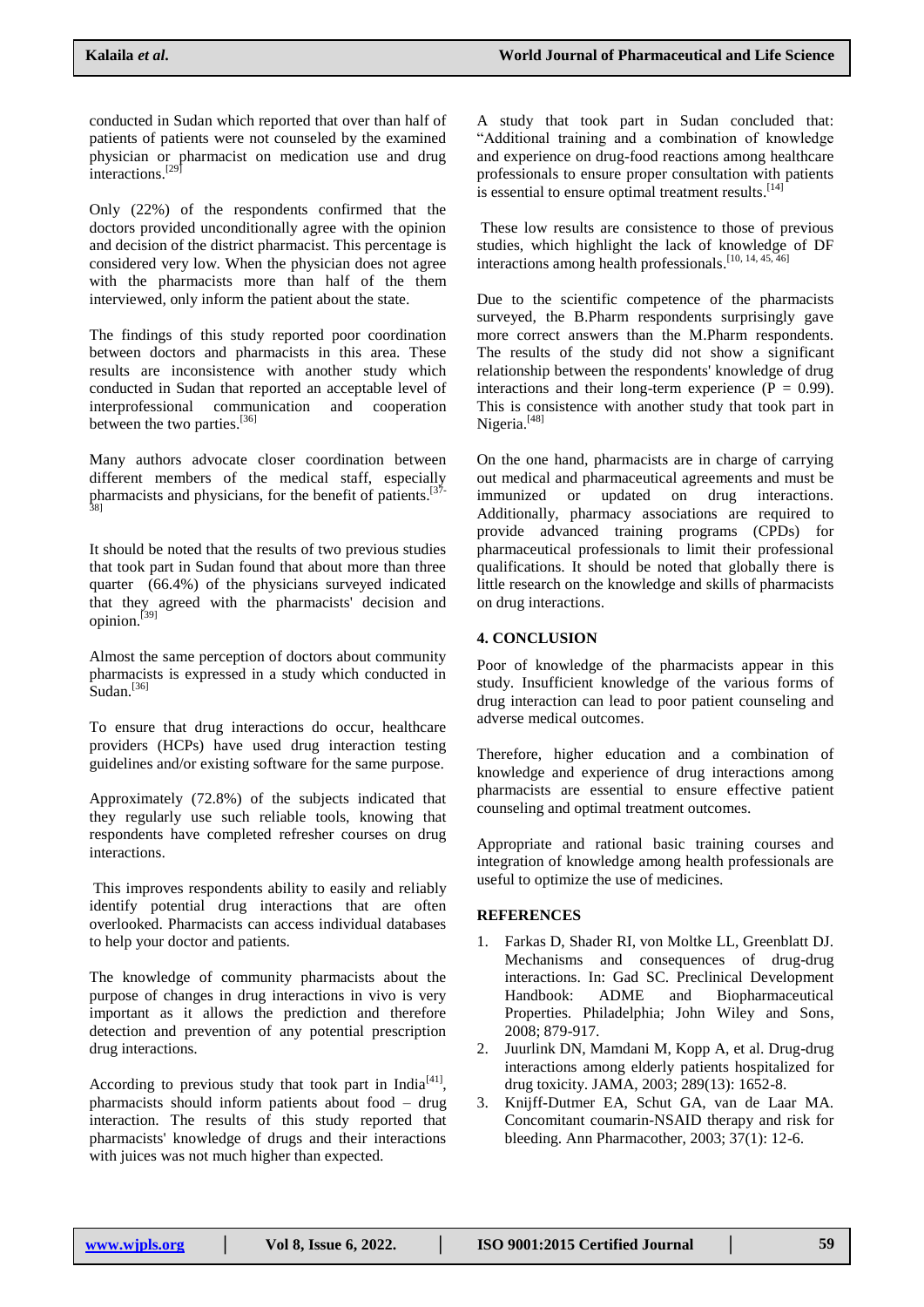conducted in Sudan which reported that over than half of patients of patients were not counseled by the examined physician or pharmacist on medication use and drug interactions.[29]

Only (22%) of the respondents confirmed that the doctors provided unconditionally agree with the opinion and decision of the district pharmacist. This percentage is considered very low. When the physician does not agree with the pharmacists more than half of the them interviewed, only inform the patient about the state.

The findings of this study reported poor coordination between doctors and pharmacists in this area. These results are inconsistence with another study which conducted in Sudan that reported an acceptable level of interprofessional communication and cooperation between the two parties.[36]

Many authors advocate closer coordination between different members of the medical staff, especially pharmacists and physicians, for the benefit of patients.[37-38]

It should be noted that the results of two previous studies that took part in Sudan found that about more than three quarter (66.4%) of the physicians surveyed indicated that they agreed with the pharmacists' decision and opinion.[39]

Almost the same perception of doctors about community pharmacists is expressed in a study which conducted in Sudan.[36]

To ensure that drug interactions do occur, healthcare providers (HCPs) have used drug interaction testing guidelines and/or existing software for the same purpose.

Approximately (72.8%) of the subjects indicated that they regularly use such reliable tools, knowing that respondents have completed refresher courses on drug interactions.

This improves respondents ability to easily and reliably identify potential drug interactions that are often overlooked. Pharmacists can access individual databases to help your doctor and patients.

The knowledge of community pharmacists about the purpose of changes in drug interactions in vivo is very important as it allows the prediction and therefore detection and prevention of any potential prescription drug interactions.

According to previous study that took part in India[41], pharmacists should inform patients about food – drug interaction. The results of this study reported that pharmacists' knowledge of drugs and their interactions with juices was not much higher than expected.

A study that took part in Sudan concluded that: "Additional training and a combination of knowledge and experience on drug-food reactions among healthcare professionals to ensure proper consultation with patients is essential to ensure optimal treatment results.[14]

These low results are consistence to those of previous studies, which highlight the lack of knowledge of DF interactions among health professionals.[10, 14, 45, 46]

Due to the scientific competence of the pharmacists surveyed, the B.Pharm respondents surprisingly gave more correct answers than the M.Pharm respondents. The results of the study did not show a significant relationship between the respondents' knowledge of drug interactions and their long-term experience ($P = 0.99$). This is consistence with another study that took part in Nigeria.[48]

On the one hand, pharmacists are in charge of carrying out medical and pharmaceutical agreements and must be immunized or updated on drug interactions. Additionally, pharmacy associations are required to provide advanced training programs (CPDs) for pharmaceutical professionals to limit their professional qualifications. It should be noted that globally there is little research on the knowledge and skills of pharmacists on drug interactions.

## 4. CONCLUSION

Poor of knowledge of the pharmacists appear in this study. Insufficient knowledge of the various forms of drug interaction can lead to poor patient counseling and adverse medical outcomes.

Therefore, higher education and a combination of knowledge and experience of drug interactions among pharmacists are essential to ensure effective patient counseling and optimal treatment outcomes.

Appropriate and rational basic training courses and integration of knowledge among health professionals are useful to optimize the use of medicines.

## REFERENCES

1. Farkas D, Shader RI, von Moltke LL, Greenblatt DJ. Mechanisms and consequences of drug-drug interactions. In: Gad SC. Preclinical Development Handbook: ADME and Biopharmaceutical Properties. Philadelphia; John Wiley and Sons, 2008; 879-917.
2. Juurlink DN, Mamdani M, Kopp A, et al. Drug-drug interactions among elderly patients hospitalized for drug toxicity. JAMA, 2003; 289(13): 1652-8.
3. Knijff-Dutmer EA, Schut GA, van de Laar MA. Concomitant coumarin-NSAID therapy and risk for bleeding. Ann Pharmacother, 2003; 37(1): 12-6.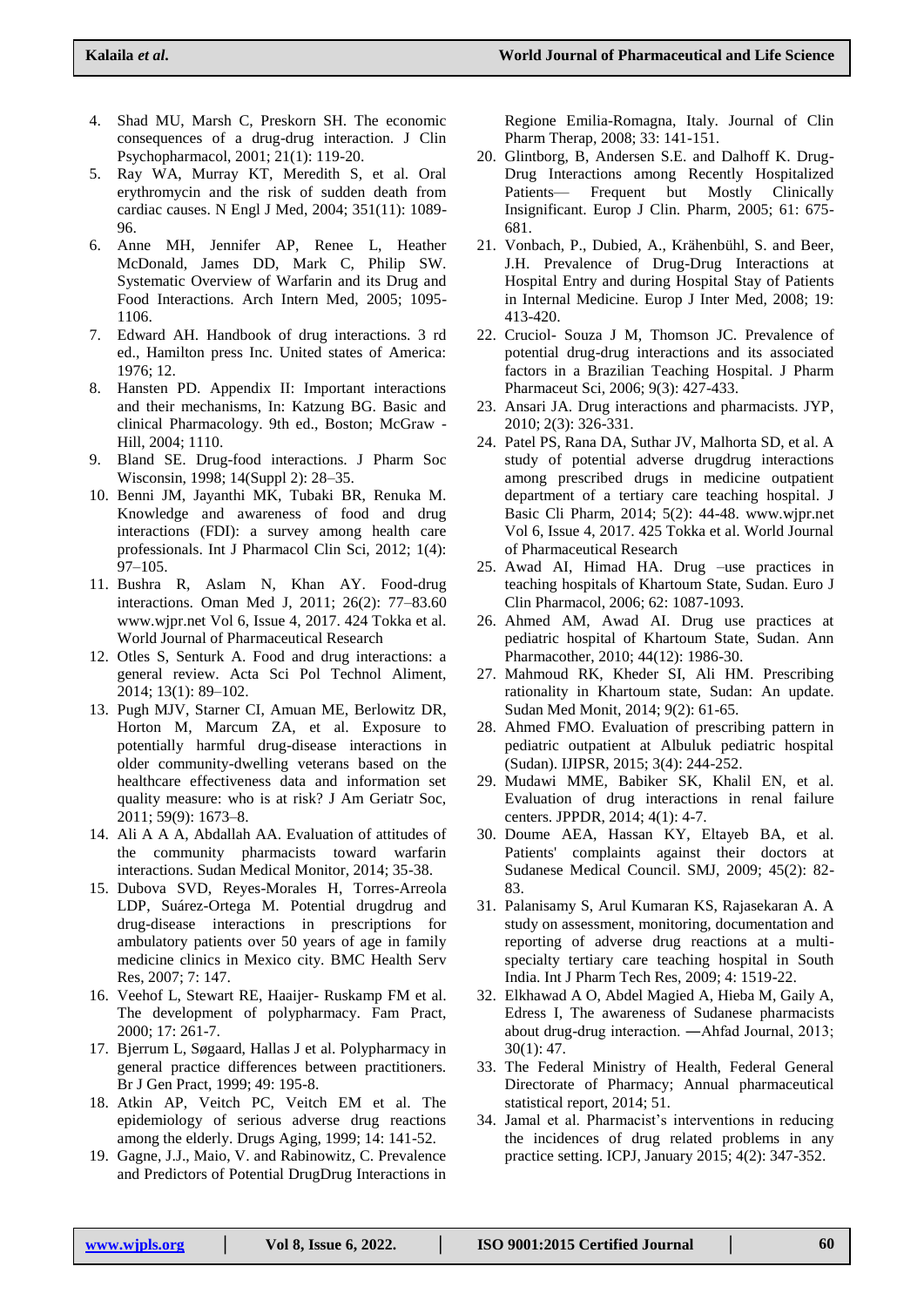4. Shad MU, Marsh C, Preskorn SH. The economic consequences of a drug-drug interaction. J Clin Psychopharmacol, 2001; 21(1): 119-20.
5. Ray WA, Murray KT, Meredith S, et al. Oral erythromycin and the risk of sudden death from cardiac causes. N Engl J Med, 2004; 351(11): 1089-96.
6. Anne MH, Jennifer AP, Renee L, Heather McDonald, James DD, Mark C, Philip SW. Systematic Overview of Warfarin and its Drug and Food Interactions. Arch Intern Med, 2005; 1095-1106.
7. Edward AH. Handbook of drug interactions. 3 rd ed., Hamilton press Inc. United states of America: 1976; 12.
8. Hansten PD. Appendix II: Important interactions and their mechanisms, In: Katzung BG. Basic and clinical Pharmacology. 9th ed., Boston; McGraw - Hill, 2004; 1110.
9. Bland SE. Drug-food interactions. J Pharm Soc Wisconsin, 1998; 14(Suppl 2): 28–35.
10. Benni JM, Jayanthi MK, Tubaki BR, Renuka M. Knowledge and awareness of food and drug interactions (FDI): a survey among health care professionals. Int J Pharmacol Clin Sci, 2012; 1(4): 97–105.
11. Bushra R, Aslam N, Khan AY. Food-drug interactions. Oman Med J, 2011; 26(2): 77–83.60 www.wjpr.net Vol 6, Issue 4, 2017. 424 Tokka et al. World Journal of Pharmaceutical Research
12. Otles S, Senturk A. Food and drug interactions: a general review. Acta Sci Pol Technol Aliment, 2014; 13(1): 89–102.
13. Pugh MJV, Starner CI, Amuan ME, Berlowitz DR, Horton M, Marcum ZA, et al. Exposure to potentially harmful drug-disease interactions in older community-dwelling veterans based on the healthcare effectiveness data and information set quality measure: who is at risk? J Am Geriatr Soc, 2011; 59(9): 1673–8.
14. Ali A A A, Abdallah AA. Evaluation of attitudes of the community pharmacists toward warfarin interactions. Sudan Medical Monitor, 2014; 35-38.
15. Dubova SVD, Reyes-Morales H, Torres-Arreola LDP, Suárez-Ortega M. Potential drugdrug and drug-disease interactions in prescriptions for ambulatory patients over 50 years of age in family medicine clinics in Mexico city. BMC Health Serv Res, 2007; 7: 147.
16. Veehof L, Stewart RE, Haaijer- Ruskamp FM et al. The development of polypharmacy. Fam Pract, 2000; 17: 261-7.
17. Bjerrum L, Søgaard, Hallas J et al. Polypharmacy in general practice differences between practitioners. Br J Gen Pract, 1999; 49: 195-8.
18. Atkin AP, Veitch PC, Veitch EM et al. The epidemiology of serious adverse drug reactions among the elderly. Drugs Aging, 1999; 14: 141-52.
19. Gagne, J.J., Maio, V. and Rabinowitz, C. Prevalence and Predictors of Potential DrugDrug Interactions in Regione Emilia-Romagna, Italy. Journal of Clin Pharm Therap, 2008; 33: 141-151.
20. Glintborg, B, Andersen S.E. and Dalhoff K. Drug-Drug Interactions among Recently Hospitalized Patients— Frequent but Mostly Clinically Insignificant. Europ J Clin. Pharm, 2005; 61: 675-681.
21. Vonbach, P., Dubied, A., Krähenbühl, S. and Beer, J.H. Prevalence of Drug-Drug Interactions at Hospital Entry and during Hospital Stay of Patients in Internal Medicine. Europ J Inter Med, 2008; 19: 413-420.
22. Cruciol- Souza J M, Thomson JC. Prevalence of potential drug-drug interactions and its associated factors in a Brazilian Teaching Hospital. J Pharm Pharmaceut Sci, 2006; 9(3): 427-433.
23. Ansari JA. Drug interactions and pharmacists. JYP, 2010; 2(3): 326-331.
24. Patel PS, Rana DA, Suthar JV, Malhorta SD, et al. A study of potential adverse drugdrug interactions among prescribed drugs in medicine outpatient department of a tertiary care teaching hospital. J Basic Cli Pharm, 2014; 5(2): 44-48. www.wjpr.net Vol 6, Issue 4, 2017. 425 Tokka et al. World Journal of Pharmaceutical Research
25. Awad AI, Himad HA. Drug –use practices in teaching hospitals of Khartoum State, Sudan. Euro J Clin Pharmacol, 2006; 62: 1087-1093.
26. Ahmed AM, Awad AI. Drug use practices at pediatric hospital of Khartoum State, Sudan. Ann Pharmacother, 2010; 44(12): 1986-30.
27. Mahmoud RK, Kheder SI, Ali HM. Prescribing rationality in Khartoum state, Sudan: An update. Sudan Med Monit, 2014; 9(2): 61-65.
28. Ahmed FMO. Evaluation of prescribing pattern in pediatric outpatient at Albuluk pediatric hospital (Sudan). IJIPSR, 2015; 3(4): 244-252.
29. Mudawi MME, Babiker SK, Khalil EN, et al. Evaluation of drug interactions in renal failure centers. JPPDR, 2014; 4(1): 4-7.
30. Doume AEA, Hassan KY, Eltayeb BA, et al. Patients' complaints against their doctors at Sudanese Medical Council. SMJ, 2009; 45(2): 82-83.
31. Palanisamy S, Arul Kumaran KS, Rajasekaran A. A study on assessment, monitoring, documentation and reporting of adverse drug reactions at a multi-specialty tertiary care teaching hospital in South India. Int J Pharm Tech Res, 2009; 4: 1519-22.
32. Elkhawad A O, Abdel Magied A, Hieba M, Gaily A, Edress I, The awareness of Sudanese pharmacists about drug-drug interaction. ―Ahfad Journal, 2013; 30(1): 47.
33. The Federal Ministry of Health, Federal General Directorate of Pharmacy; Annual pharmaceutical statistical report, 2014; 51.
34. Jamal et al. Pharmacist's interventions in reducing the incidences of drug related problems in any practice setting. ICPJ, January 2015; 4(2): 347-352.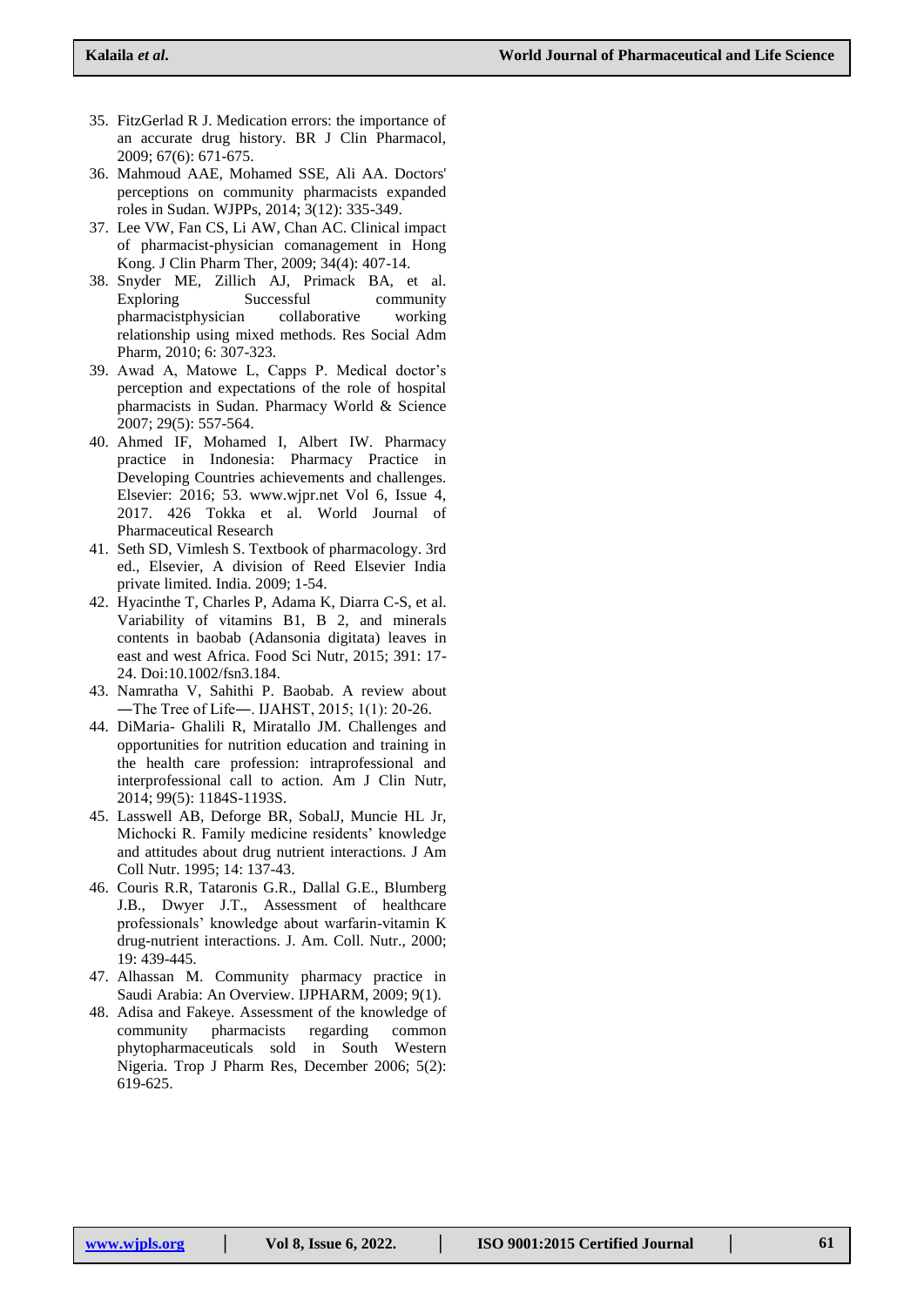35. FitzGerlad R J. Medication errors: the importance of an accurate drug history. BR J Clin Pharmacol, 2009; 67(6): 671-675.
36. Mahmoud AAE, Mohamed SSE, Ali AA. Doctors' perceptions on community pharmacists expanded roles in Sudan. WJPPs, 2014; 3(12): 335-349.
37. Lee VW, Fan CS, Li AW, Chan AC. Clinical impact of pharmacist-physician comanagement in Hong Kong. J Clin Pharm Ther, 2009; 34(4): 407-14.
38. Snyder ME, Zillich AJ, Primack BA, et al. Exploring Successful community pharmacistphysician collaborative working relationship using mixed methods. Res Social Adm Pharm, 2010; 6: 307-323.
39. Awad A, Matowe L, Capps P. Medical doctor's perception and expectations of the role of hospital pharmacists in Sudan. Pharmacy World & Science 2007; 29(5): 557-564.
40. Ahmed IF, Mohamed I, Albert IW. Pharmacy practice in Indonesia: Pharmacy Practice in Developing Countries achievements and challenges. Elsevier: 2016; 53. www.wjpr.net Vol 6, Issue 4, 2017. 426 Tokka et al. World Journal of Pharmaceutical Research
41. Seth SD, Vimlesh S. Textbook of pharmacology. 3rd ed., Elsevier, A division of Reed Elsevier India private limited. India. 2009; 1-54.
42. Hyacinthe T, Charles P, Adama K, Diarra C-S, et al. Variability of vitamins B1, B 2, and minerals contents in baobab (Adansonia digitata) leaves in east and west Africa. Food Sci Nutr, 2015; 391: 17-24. Doi:10.1002/fsn3.184.
43. Namratha V, Sahithi P. Baobab. A review about ―The Tree of Life―. IJAHST, 2015; 1(1): 20-26.
44. DiMaria- Ghalili R, Miratallo JM. Challenges and opportunities for nutrition education and training in the health care profession: intraprofessional and interprofessional call to action. Am J Clin Nutr, 2014; 99(5): 1184S-1193S.
45. Lasswell AB, Deforge BR, SobalJ, Muncie HL Jr, Michocki R. Family medicine residents' knowledge and attitudes about drug nutrient interactions. J Am Coll Nutr. 1995; 14: 137-43.
46. Couris R.R, Tataronis G.R., Dallal G.E., Blumberg J.B., Dwyer J.T., Assessment of healthcare professionals' knowledge about warfarin-vitamin K drug-nutrient interactions. J. Am. Coll. Nutr., 2000; 19: 439-445.
47. Alhassan M. Community pharmacy practice in Saudi Arabia: An Overview. IJPHARM, 2009; 9(1).
48. Adisa and Fakeye. Assessment of the knowledge of community pharmacists regarding common phytopharmaceuticals sold in South Western Nigeria. Trop J Pharm Res, December 2006; 5(2): 619-625.